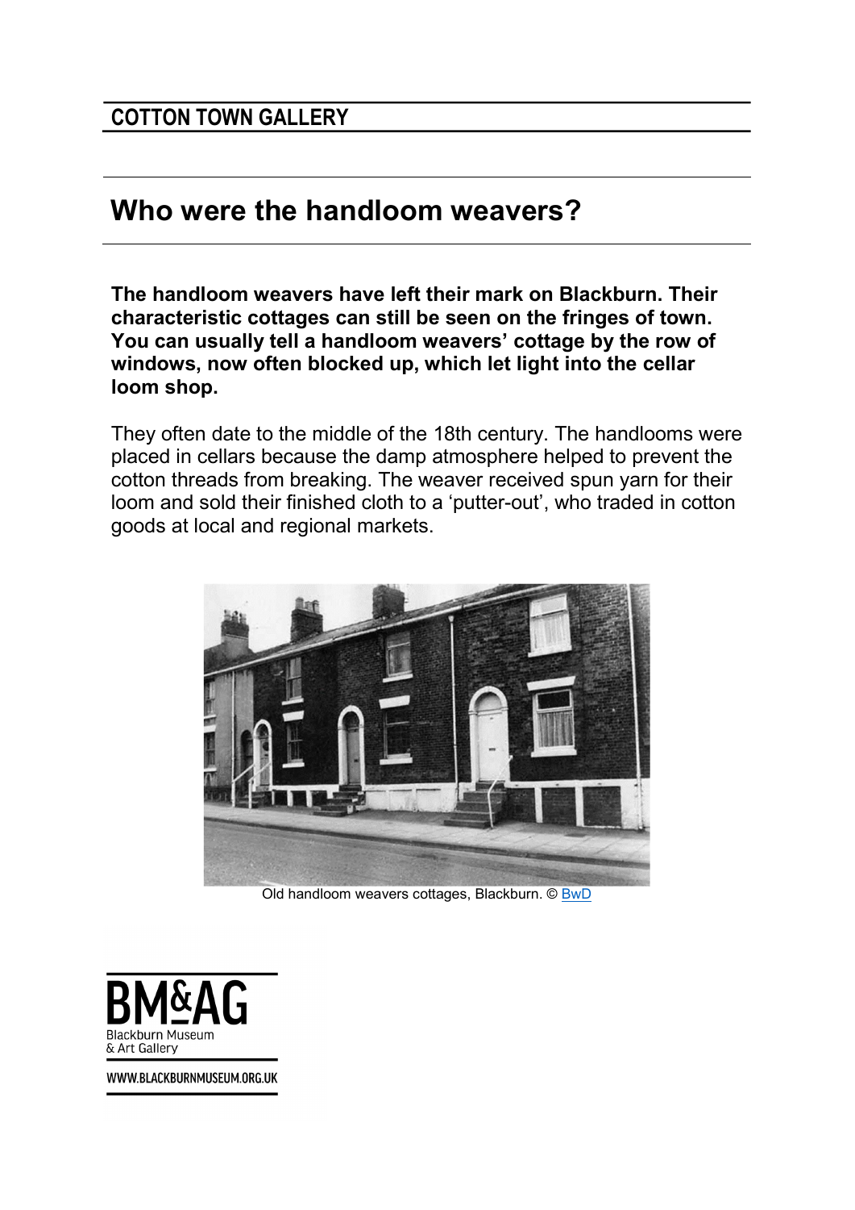## COTTON TOWN GALLERY

# Who were the handloom weavers?

**The handloom weavers have left their mark on Blackburn. Their characteristic cottages can still be seen on the fringes of town. You can usually tell a handloom weavers' cottage by the row of windows, now often blocked up, which let light into the cellar loom shop.**

They often date to the middle of the 18th century. The handlooms were placed in cellars because the damp atmosphere helped to prevent the cotton threads from breaking. The weaver received spun yarn for their loom and sold their finished cloth to a 'putter-out', who traded in cotton goods at local and regional markets.

Old handloom weavers cottages, Blackburn. © BwD

BM&AG
Blackburn Museum
& Art Gallery

WWW.BLACKBURNMUSEUM.ORG.UK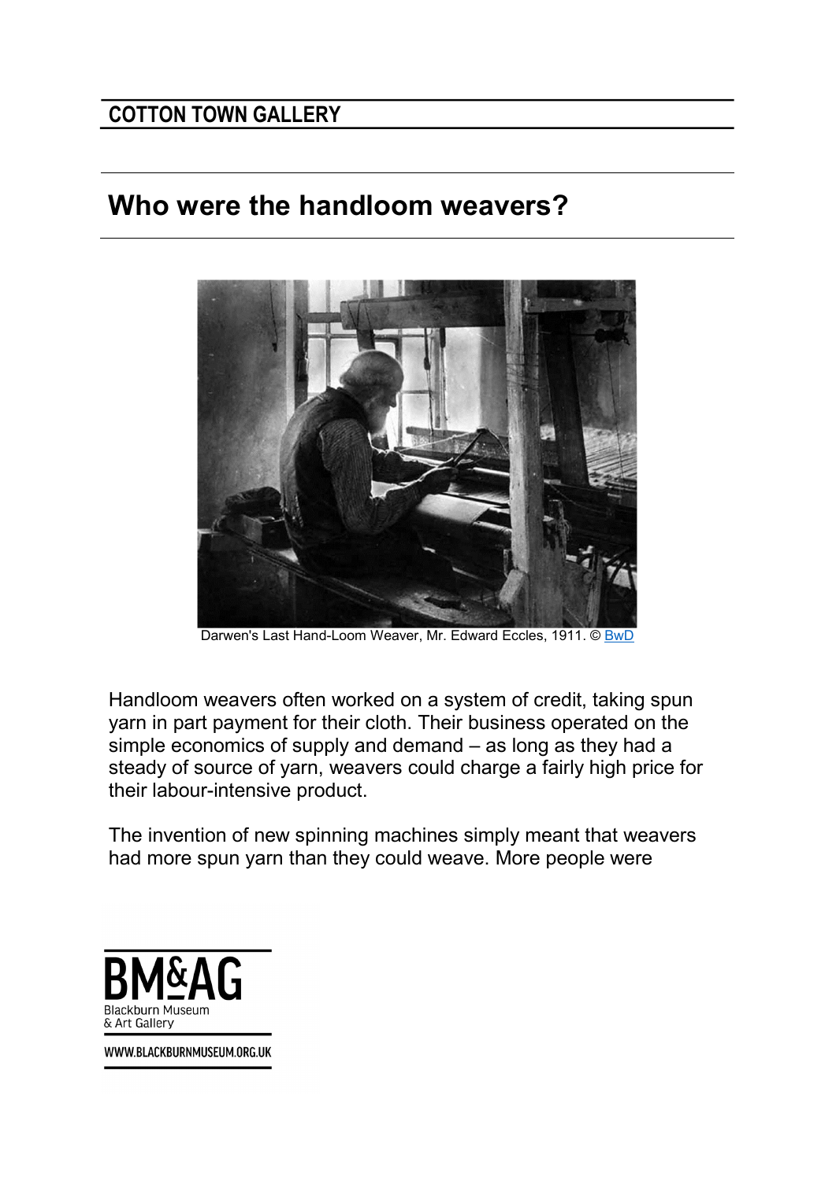# COTTON TOWN GALLERY

## Who were the handloom weavers?

Darwen's Last Hand-Loom Weaver, Mr. Edward Eccles, 1911. © BwD

Handloom weavers often worked on a system of credit, taking spun yarn in part payment for their cloth. Their business operated on the simple economics of supply and demand – as long as they had a steady of source of yarn, weavers could charge a fairly high price for their labour-intensive product.

The invention of new spinning machines simply meant that weavers had more spun yarn than they could weave. More people were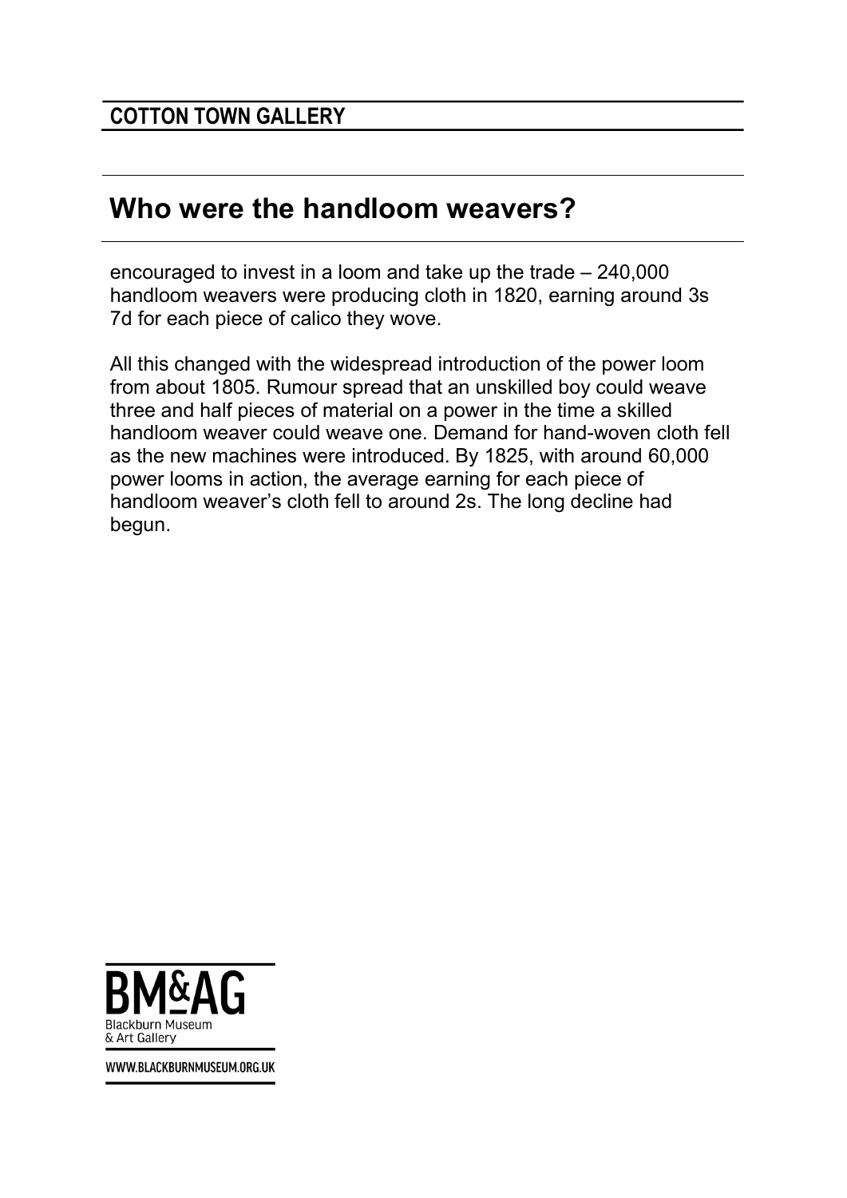## COTTON TOWN GALLERY

# Who were the handloom weavers?

encouraged to invest in a loom and take up the trade – 240,000 handloom weavers were producing cloth in 1820, earning around 3s 7d for each piece of calico they wove.

All this changed with the widespread introduction of the power loom from about 1805. Rumour spread that an unskilled boy could weave three and half pieces of material on a power in the time a skilled handloom weaver could weave one. Demand for hand-woven cloth fell as the new machines were introduced. By 1825, with around 60,000 power looms in action, the average earning for each piece of handloom weaver's cloth fell to around 2s. The long decline had begun.

BM&AG
Blackburn Museum
& Art Gallery

WWW.BLACKBURNMUSEUM.ORG.UK